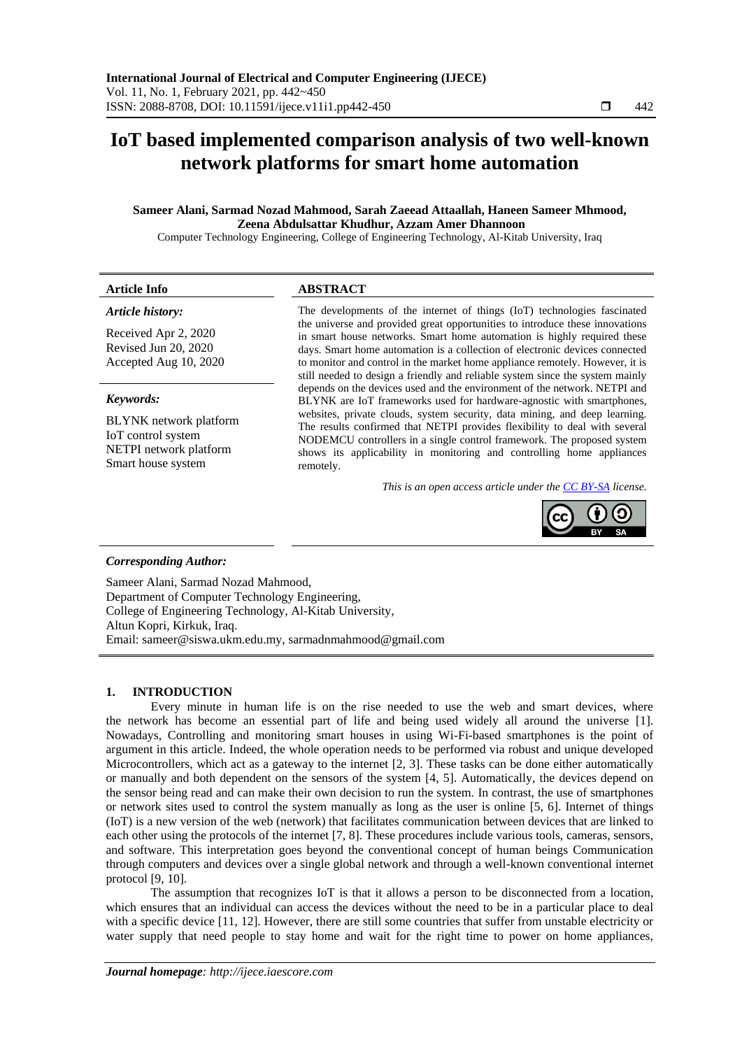# IoT based implemented comparison analysis of two well-known network platforms for smart home automation

**Sameer Alani, Sarmad Nozad Mahmood, Sarah Zaeead Attaallah, Haneen Sameer Mhmood, Zeena Abdulsattar Khudhur, Azzam Amer Dhannoon**

Computer Technology Engineering, College of Engineering Technology, Al-Kitab University, Iraq

**Article Info**

*Article history:*

Received Apr 2, 2020
Revised Jun 20, 2020
Accepted Aug 10, 2020

*Keywords:*

BLYNK network platform
IoT control system
NETPI network platform
Smart house system

**ABSTRACT**

The developments of the internet of things (IoT) technologies fascinated the universe and provided great opportunities to introduce these innovations in smart house networks. Smart home automation is highly required these days. Smart home automation is a collection of electronic devices connected to monitor and control in the market home appliance remotely. However, it is still needed to design a friendly and reliable system since the system mainly depends on the devices used and the environment of the network. NETPI and BLYNK are IoT frameworks used for hardware-agnostic with smartphones, websites, private clouds, system security, data mining, and deep learning. The results confirmed that NETPI provides flexibility to deal with several NODEMCU controllers in a single control framework. The proposed system shows its applicability in monitoring and controlling home appliances remotely.

*This is an open access article under the CC BY-SA license.*

***Corresponding Author:***

Sameer Alani, Sarmad Nozad Mahmood,
Department of Computer Technology Engineering,
College of Engineering Technology, Al-Kitab University,
Altun Kopri, Kirkuk, Iraq.
Email: sameer@siswa.ukm.edu.my, sarmadnmahmood@gmail.com

## 1. INTRODUCTION

Every minute in human life is on the rise needed to use the web and smart devices, where the network has become an essential part of life and being used widely all around the universe [1]. Nowadays, Controlling and monitoring smart houses in using Wi-Fi-based smartphones is the point of argument in this article. Indeed, the whole operation needs to be performed via robust and unique developed Microcontrollers, which act as a gateway to the internet [2, 3]. These tasks can be done either automatically or manually and both dependent on the sensors of the system [4, 5]. Automatically, the devices depend on the sensor being read and can make their own decision to run the system. In contrast, the use of smartphones or network sites used to control the system manually as long as the user is online [5, 6]. Internet of things (IoT) is a new version of the web (network) that facilitates communication between devices that are linked to each other using the protocols of the internet [7, 8]. These procedures include various tools, cameras, sensors, and software. This interpretation goes beyond the conventional concept of human beings Communication through computers and devices over a single global network and through a well-known conventional internet protocol [9, 10].

The assumption that recognizes IoT is that it allows a person to be disconnected from a location, which ensures that an individual can access the devices without the need to be in a particular place to deal with a specific device [11, 12]. However, there are still some countries that suffer from unstable electricity or water supply that need people to stay home and wait for the right time to power on home appliances,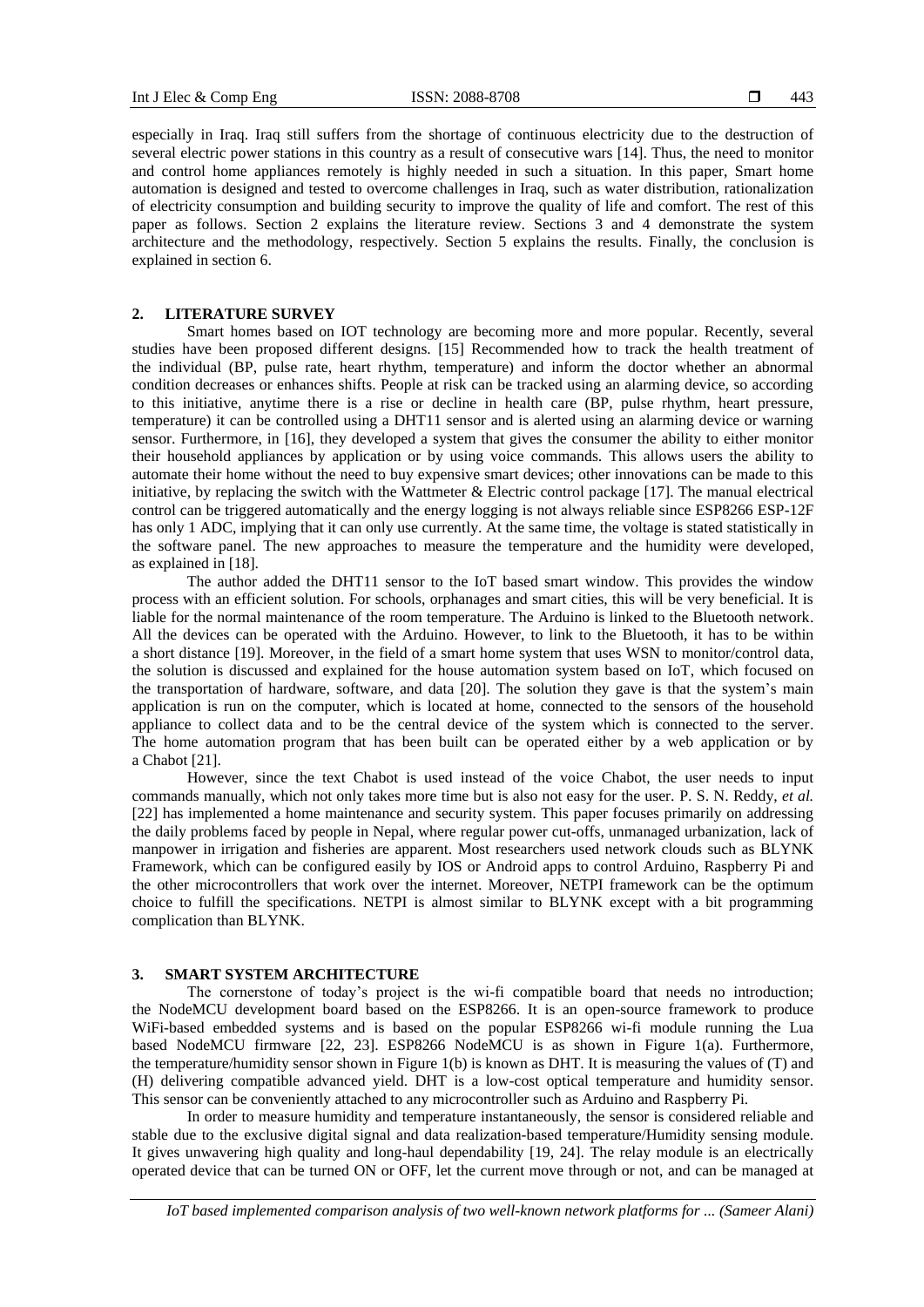especially in Iraq. Iraq still suffers from the shortage of continuous electricity due to the destruction of several electric power stations in this country as a result of consecutive wars [14]. Thus, the need to monitor and control home appliances remotely is highly needed in such a situation. In this paper, Smart home automation is designed and tested to overcome challenges in Iraq, such as water distribution, rationalization of electricity consumption and building security to improve the quality of life and comfort. The rest of this paper as follows. Section 2 explains the literature review. Sections 3 and 4 demonstrate the system architecture and the methodology, respectively. Section 5 explains the results. Finally, the conclusion is explained in section 6.

## 2. LITERATURE SURVEY

Smart homes based on IOT technology are becoming more and more popular. Recently, several studies have been proposed different designs. [15] Recommended how to track the health treatment of the individual (BP, pulse rate, heart rhythm, temperature) and inform the doctor whether an abnormal condition decreases or enhances shifts. People at risk can be tracked using an alarming device, so according to this initiative, anytime there is a rise or decline in health care (BP, pulse rhythm, heart pressure, temperature) it can be controlled using a DHT11 sensor and is alerted using an alarming device or warning sensor. Furthermore, in [16], they developed a system that gives the consumer the ability to either monitor their household appliances by application or by using voice commands. This allows users the ability to automate their home without the need to buy expensive smart devices; other innovations can be made to this initiative, by replacing the switch with the Wattmeter & Electric control package [17]. The manual electrical control can be triggered automatically and the energy logging is not always reliable since ESP8266 ESP-12F has only 1 ADC, implying that it can only use currently. At the same time, the voltage is stated statistically in the software panel. The new approaches to measure the temperature and the humidity were developed, as explained in [18].

The author added the DHT11 sensor to the IoT based smart window. This provides the window process with an efficient solution. For schools, orphanages and smart cities, this will be very beneficial. It is liable for the normal maintenance of the room temperature. The Arduino is linked to the Bluetooth network. All the devices can be operated with the Arduino. However, to link to the Bluetooth, it has to be within a short distance [19]. Moreover, in the field of a smart home system that uses WSN to monitor/control data, the solution is discussed and explained for the house automation system based on IoT, which focused on the transportation of hardware, software, and data [20]. The solution they gave is that the system's main application is run on the computer, which is located at home, connected to the sensors of the household appliance to collect data and to be the central device of the system which is connected to the server. The home automation program that has been built can be operated either by a web application or by a Chabot [21].

However, since the text Chabot is used instead of the voice Chabot, the user needs to input commands manually, which not only takes more time but is also not easy for the user. P. S. N. Reddy, *et al.* [22] has implemented a home maintenance and security system. This paper focuses primarily on addressing the daily problems faced by people in Nepal, where regular power cut-offs, unmanaged urbanization, lack of manpower in irrigation and fisheries are apparent. Most researchers used network clouds such as BLYNK Framework, which can be configured easily by IOS or Android apps to control Arduino, Raspberry Pi and the other microcontrollers that work over the internet. Moreover, NETPI framework can be the optimum choice to fulfill the specifications. NETPI is almost similar to BLYNK except with a bit programming complication than BLYNK.

## 3. SMART SYSTEM ARCHITECTURE

The cornerstone of today's project is the wi-fi compatible board that needs no introduction; the NodeMCU development board based on the ESP8266. It is an open-source framework to produce WiFi-based embedded systems and is based on the popular ESP8266 wi-fi module running the Lua based NodeMCU firmware [22, 23]. ESP8266 NodeMCU is as shown in Figure 1(a). Furthermore, the temperature/humidity sensor shown in Figure 1(b) is known as DHT. It is measuring the values of (T) and (H) delivering compatible advanced yield. DHT is a low-cost optical temperature and humidity sensor. This sensor can be conveniently attached to any microcontroller such as Arduino and Raspberry Pi.

In order to measure humidity and temperature instantaneously, the sensor is considered reliable and stable due to the exclusive digital signal and data realization-based temperature/Humidity sensing module. It gives unwavering high quality and long-haul dependability [19, 24]. The relay module is an electrically operated device that can be turned ON or OFF, let the current move through or not, and can be managed at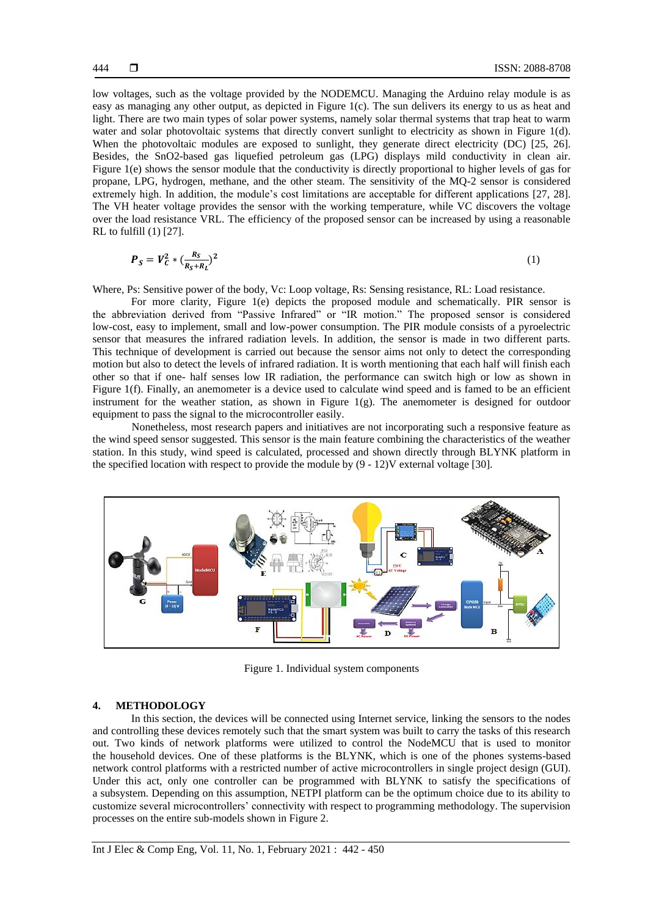low voltages, such as the voltage provided by the NODEMCU. Managing the Arduino relay module is as easy as managing any other output, as depicted in Figure 1(c). The sun delivers its energy to us as heat and light. There are two main types of solar power systems, namely solar thermal systems that trap heat to warm water and solar photovoltaic systems that directly convert sunlight to electricity as shown in Figure 1(d). When the photovoltaic modules are exposed to sunlight, they generate direct electricity (DC) [25, 26]. Besides, the SnO2-based gas liquefied petroleum gas (LPG) displays mild conductivity in clean air. Figure 1(e) shows the sensor module that the conductivity is directly proportional to higher levels of gas for propane, LPG, hydrogen, methane, and the other steam. The sensitivity of the MQ-2 sensor is considered extremely high. In addition, the module's cost limitations are acceptable for different applications [27, 28]. The VH heater voltage provides the sensor with the working temperature, while VC discovers the voltage over the load resistance VRL. The efficiency of the proposed sensor can be increased by using a reasonable RL to fulfill (1) [27].

$$P_S = V_C^2 * \left(\frac{R_S}{R_S + R_L}\right)^2 \tag{1}$$

Where, Ps: Sensitive power of the body, Vc: Loop voltage, Rs: Sensing resistance, RL: Load resistance.

For more clarity, Figure 1(e) depicts the proposed module and schematically. PIR sensor is the abbreviation derived from "Passive Infrared" or "IR motion." The proposed sensor is considered low-cost, easy to implement, small and low-power consumption. The PIR module consists of a pyroelectric sensor that measures the infrared radiation levels. In addition, the sensor is made in two different parts. This technique of development is carried out because the sensor aims not only to detect the corresponding motion but also to detect the levels of infrared radiation. It is worth mentioning that each half will finish each other so that if one- half senses low IR radiation, the performance can switch high or low as shown in Figure 1(f). Finally, an anemometer is a device used to calculate wind speed and is famed to be an efficient instrument for the weather station, as shown in Figure 1(g). The anemometer is designed for outdoor equipment to pass the signal to the microcontroller easily.

Nonetheless, most research papers and initiatives are not incorporating such a responsive feature as the wind speed sensor suggested. This sensor is the main feature combining the characteristics of the weather station. In this study, wind speed is calculated, processed and shown directly through BLYNK platform in the specified location with respect to provide the module by (9 - 12)V external voltage [30].

Figure 1. Individual system components

## 4. METHODOLOGY

In this section, the devices will be connected using Internet service, linking the sensors to the nodes and controlling these devices remotely such that the smart system was built to carry the tasks of this research out. Two kinds of network platforms were utilized to control the NodeMCU that is used to monitor the household devices. One of these platforms is the BLYNK, which is one of the phones systems-based network control platforms with a restricted number of active microcontrollers in single project design (GUI). Under this act, only one controller can be programmed with BLYNK to satisfy the specifications of a subsystem. Depending on this assumption, NETPI platform can be the optimum choice due to its ability to customize several microcontrollers' connectivity with respect to programming methodology. The supervision processes on the entire sub-models shown in Figure 2.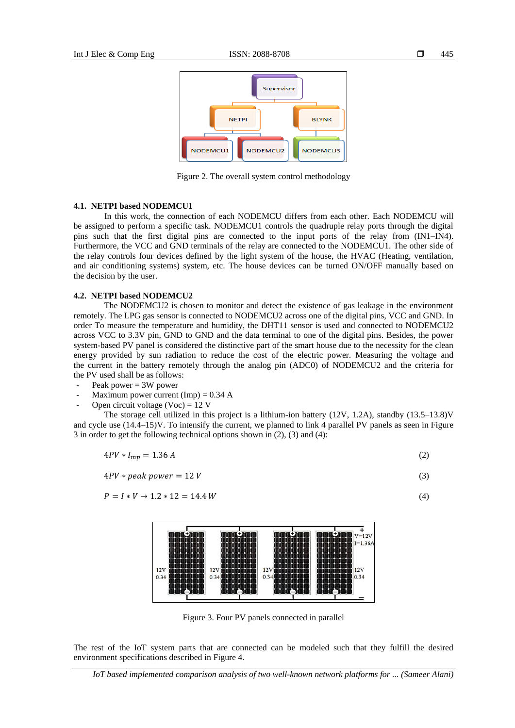Figure 2. The overall system control methodology

### 4.1. NETPI based NODEMCU1

In this work, the connection of each NODEMCU differs from each other. Each NODEMCU will be assigned to perform a specific task. NODEMCU1 controls the quadruple relay ports through the digital pins such that the first digital pins are connected to the input ports of the relay from (IN1–IN4). Furthermore, the VCC and GND terminals of the relay are connected to the NODEMCU1. The other side of the relay controls four devices defined by the light system of the house, the HVAC (Heating, ventilation, and air conditioning systems) system, etc. The house devices can be turned ON/OFF manually based on the decision by the user.

### 4.2. NETPI based NODEMCU2

The NODEMCU2 is chosen to monitor and detect the existence of gas leakage in the environment remotely. The LPG gas sensor is connected to NODEMCU2 across one of the digital pins, VCC and GND. In order To measure the temperature and humidity, the DHT11 sensor is used and connected to NODEMCU2 across VCC to 3.3V pin, GND to GND and the data terminal to one of the digital pins. Besides, the power system-based PV panel is considered the distinctive part of the smart house due to the necessity for the clean energy provided by sun radiation to reduce the cost of the electric power. Measuring the voltage and the current in the battery remotely through the analog pin (ADC0) of NODEMCU2 and the criteria for the PV used shall be as follows:

- Peak power = 3W power
- Maximum power current (Imp) = 0.34 A
- Open circuit voltage (Voc) = 12 V

The storage cell utilized in this project is a lithium-ion battery (12V, 1.2A), standby (13.5–13.8)V and cycle use (14.4–15)V. To intensify the current, we planned to link 4 parallel PV panels as seen in Figure 3 in order to get the following technical options shown in (2), (3) and (4):

$$4PV * I_{mp} = 1.36\ A \tag{2}$$

$$4PV * peak\ power = 12\ V \tag{3}$$

$$P = I * V \rightarrow 1.2 * 12 = 14.4\ W \tag{4}$$

Figure 3. Four PV panels connected in parallel

The rest of the IoT system parts that are connected can be modeled such that they fulfill the desired environment specifications described in Figure 4.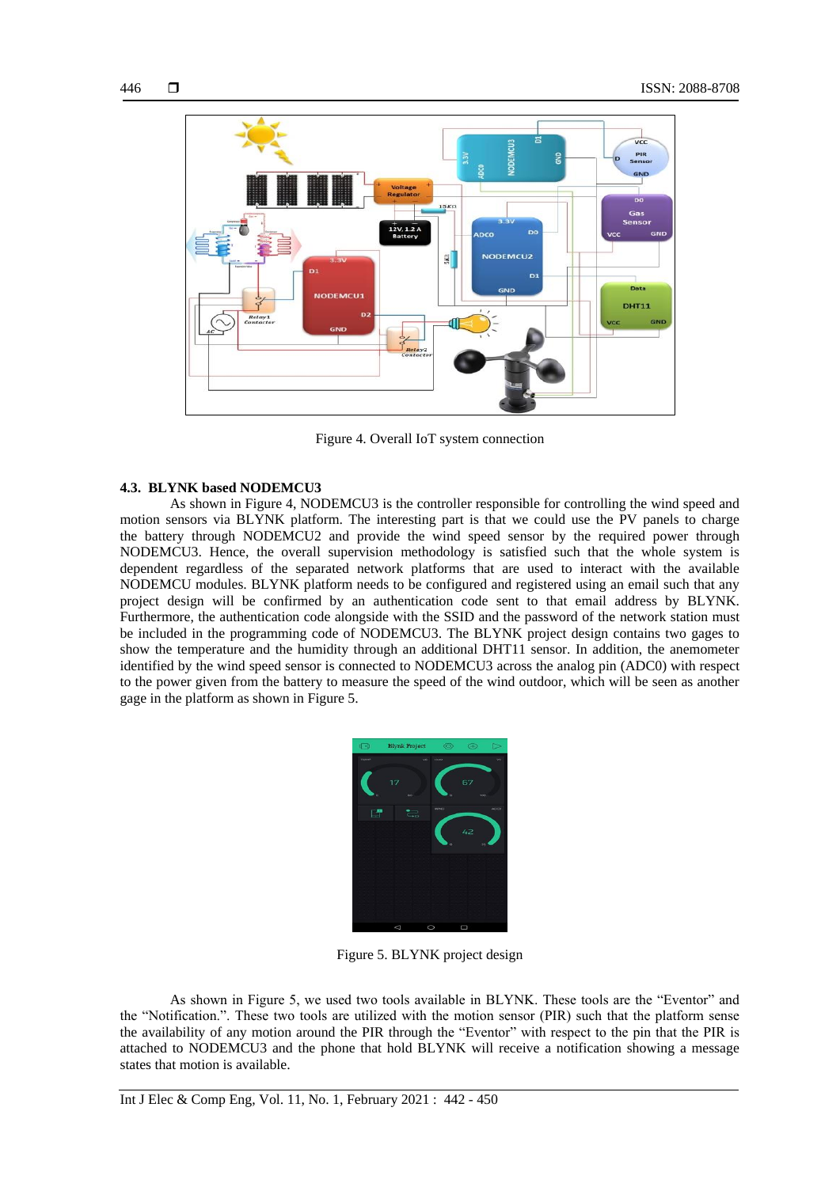Figure 4. Overall IoT system connection

### 4.3. BLYNK based NODEMCU3

As shown in Figure 4, NODEMCU3 is the controller responsible for controlling the wind speed and motion sensors via BLYNK platform. The interesting part is that we could use the PV panels to charge the battery through NODEMCU2 and provide the wind speed sensor by the required power through NODEMCU3. Hence, the overall supervision methodology is satisfied such that the whole system is dependent regardless of the separated network platforms that are used to interact with the available NODEMCU modules. BLYNK platform needs to be configured and registered using an email such that any project design will be confirmed by an authentication code sent to that email address by BLYNK. Furthermore, the authentication code alongside with the SSID and the password of the network station must be included in the programming code of NODEMCU3. The BLYNK project design contains two gages to show the temperature and the humidity through an additional DHT11 sensor. In addition, the anemometer identified by the wind speed sensor is connected to NODEMCU3 across the analog pin (ADC0) with respect to the power given from the battery to measure the speed of the wind outdoor, which will be seen as another gage in the platform as shown in Figure 5.

Figure 5. BLYNK project design

As shown in Figure 5, we used two tools available in BLYNK. These tools are the "Eventor" and the "Notification.". These two tools are utilized with the motion sensor (PIR) such that the platform sense the availability of any motion around the PIR through the "Eventor" with respect to the pin that the PIR is attached to NODEMCU3 and the phone that hold BLYNK will receive a notification showing a message states that motion is available.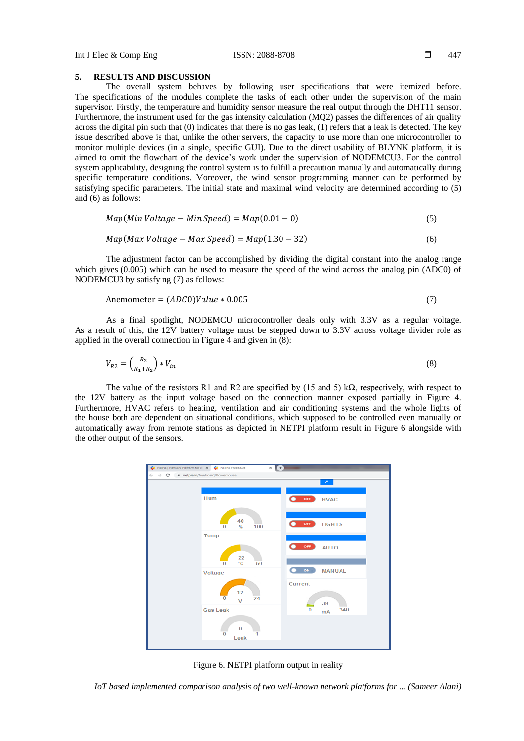## 5. RESULTS AND DISCUSSION

The overall system behaves by following user specifications that were itemized before. The specifications of the modules complete the tasks of each other under the supervision of the main supervisor. Firstly, the temperature and humidity sensor measure the real output through the DHT11 sensor. Furthermore, the instrument used for the gas intensity calculation (MQ2) passes the differences of air quality across the digital pin such that (0) indicates that there is no gas leak, (1) refers that a leak is detected. The key issue described above is that, unlike the other servers, the capacity to use more than one microcontroller to monitor multiple devices (in a single, specific GUI). Due to the direct usability of BLYNK platform, it is aimed to omit the flowchart of the device's work under the supervision of NODEMCU3. For the control system applicability, designing the control system is to fulfill a precaution manually and automatically during specific temperature conditions. Moreover, the wind sensor programming manner can be performed by satisfying specific parameters. The initial state and maximal wind velocity are determined according to (5) and (6) as follows:

$$Map(Min\ Voltage - Min\ Speed) = Map(0.01 - 0) \tag{5}$$

$$Map(Max\ Voltage - Max\ Speed) = Map(1.30 - 32) \tag{6}$$

The adjustment factor can be accomplished by dividing the digital constant into the analog range which gives (0.005) which can be used to measure the speed of the wind across the analog pin (ADC0) of NODEMCU3 by satisfying (7) as follows:

$$\text{Anemometer} = (ADC0)Value * 0.005 \tag{7}$$

As a final spotlight, NODEMCU microcontroller deals only with 3.3V as a regular voltage. As a result of this, the 12V battery voltage must be stepped down to 3.3V across voltage divider role as applied in the overall connection in Figure 4 and given in (8):

$$V_{R2} = \left(\frac{R_2}{R_1+R_2}\right) * V_{in} \tag{8}$$

The value of the resistors R1 and R2 are specified by (15 and 5) kΩ, respectively, with respect to the 12V battery as the input voltage based on the connection manner exposed partially in Figure 4. Furthermore, HVAC refers to heating, ventilation and air conditioning systems and the whole lights of the house both are dependent on situational conditions, which supposed to be controlled even manually or automatically away from remote stations as depicted in NETPI platform result in Figure 6 alongside with the other output of the sensors.

Figure 6. NETPI platform output in reality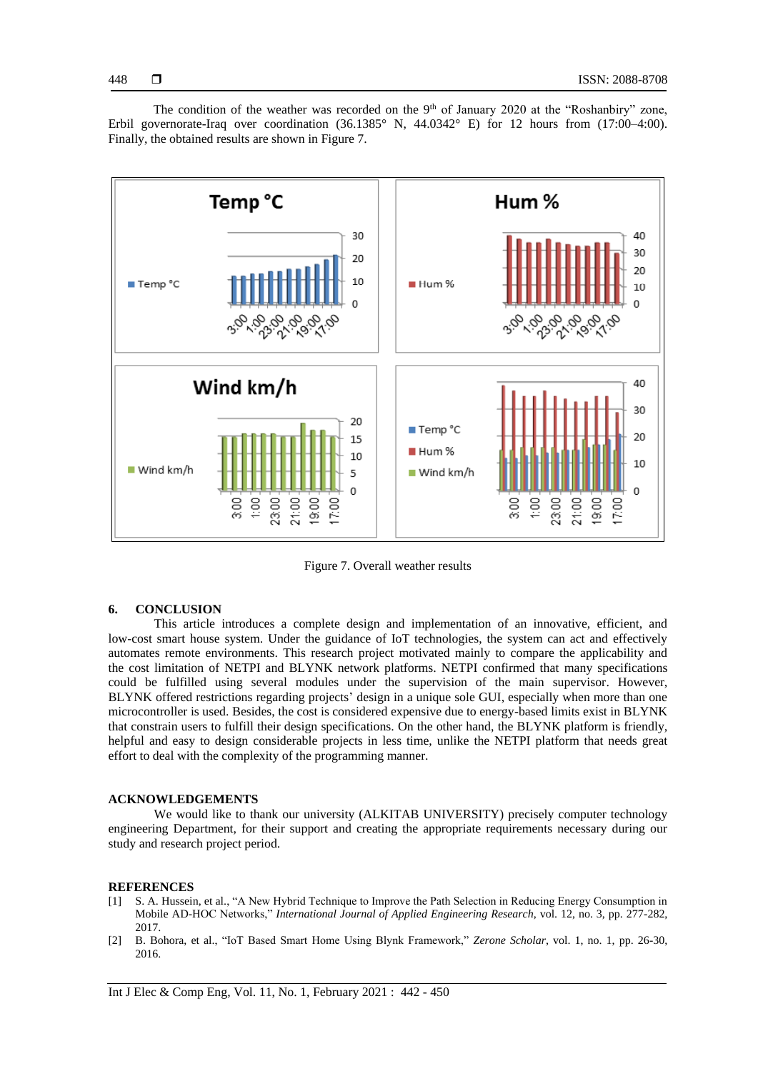The condition of the weather was recorded on the 9th of January 2020 at the "Roshanbiry" zone, Erbil governorate-Iraq over coordination (36.1385° N, 44.0342° E) for 12 hours from (17:00–4:00). Finally, the obtained results are shown in Figure 7.

Figure 7. Overall weather results

## 6. CONCLUSION

This article introduces a complete design and implementation of an innovative, efficient, and low-cost smart house system. Under the guidance of IoT technologies, the system can act and effectively automates remote environments. This research project motivated mainly to compare the applicability and the cost limitation of NETPI and BLYNK network platforms. NETPI confirmed that many specifications could be fulfilled using several modules under the supervision of the main supervisor. However, BLYNK offered restrictions regarding projects' design in a unique sole GUI, especially when more than one microcontroller is used. Besides, the cost is considered expensive due to energy-based limits exist in BLYNK that constrain users to fulfill their design specifications. On the other hand, the BLYNK platform is friendly, helpful and easy to design considerable projects in less time, unlike the NETPI platform that needs great effort to deal with the complexity of the programming manner.

## ACKNOWLEDGEMENTS

We would like to thank our university (ALKITAB UNIVERSITY) precisely computer technology engineering Department, for their support and creating the appropriate requirements necessary during our study and research project period.

## REFERENCES

[1] S. A. Hussein, et al., "A New Hybrid Technique to Improve the Path Selection in Reducing Energy Consumption in Mobile AD-HOC Networks," *International Journal of Applied Engineering Research*, vol. 12, no. 3, pp. 277-282, 2017.

[2] B. Bohora, et al., "IoT Based Smart Home Using Blynk Framework," *Zerone Scholar*, vol. 1, no. 1, pp. 26-30, 2016.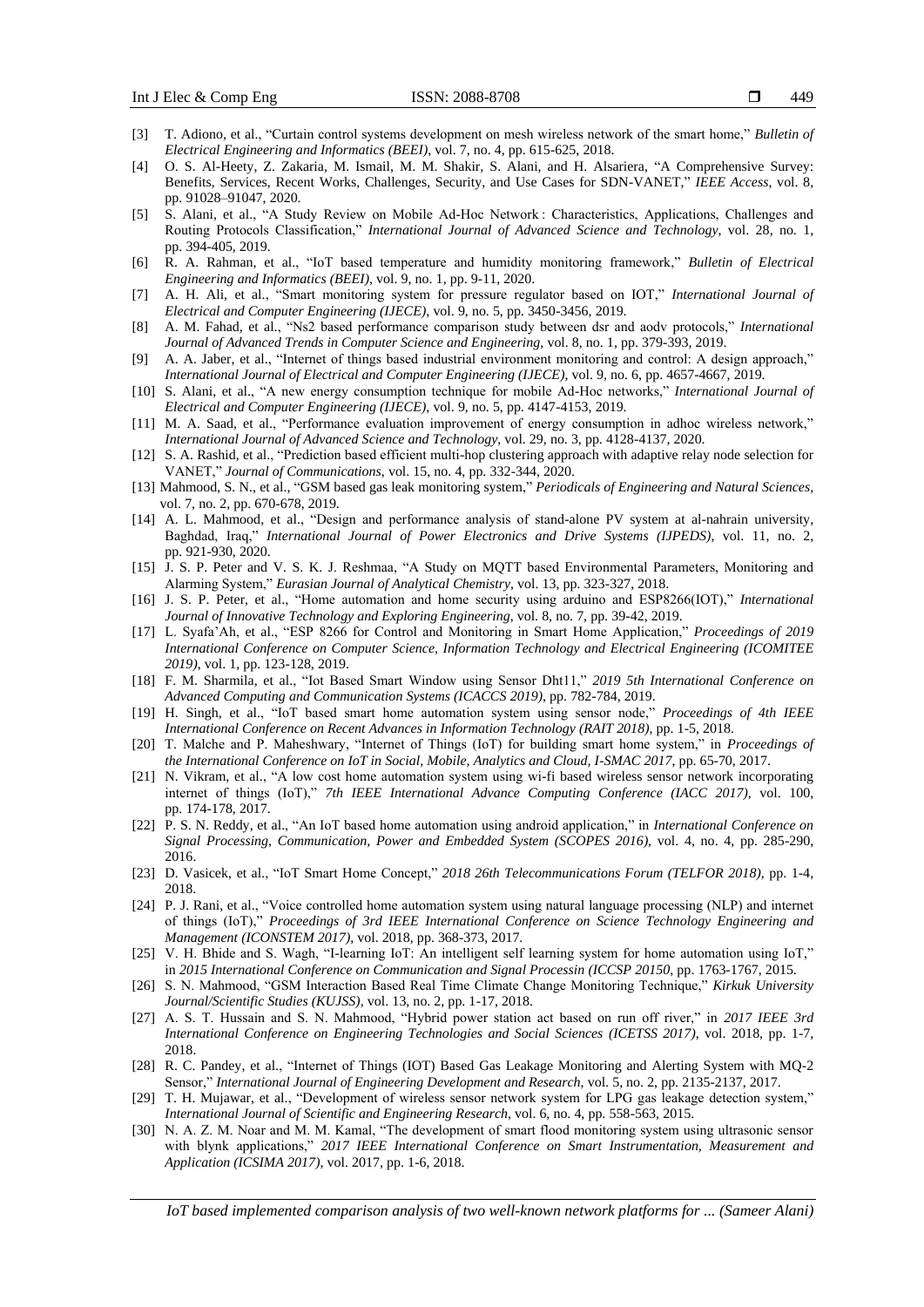[3] T. Adiono, et al., "Curtain control systems development on mesh wireless network of the smart home," *Bulletin of Electrical Engineering and Informatics (BEEI)*, vol. 7, no. 4, pp. 615-625, 2018.

[4] O. S. Al-Heety, Z. Zakaria, M. Ismail, M. M. Shakir, S. Alani, and H. Alsariera, "A Comprehensive Survey: Benefits, Services, Recent Works, Challenges, Security, and Use Cases for SDN-VANET," *IEEE Access*, vol. 8, pp. 91028–91047, 2020.

[5] S. Alani, et al., "A Study Review on Mobile Ad-Hoc Network : Characteristics, Applications, Challenges and Routing Protocols Classification," *International Journal of Advanced Science and Technology*, vol. 28, no. 1, pp. 394-405, 2019.

[6] R. A. Rahman, et al., "IoT based temperature and humidity monitoring framework," *Bulletin of Electrical Engineering and Informatics (BEEI)*, vol. 9, no. 1, pp. 9-11, 2020.

[7] A. H. Ali, et al., "Smart monitoring system for pressure regulator based on IOT," *International Journal of Electrical and Computer Engineering (IJECE)*, vol. 9, no. 5, pp. 3450-3456, 2019.

[8] A. M. Fahad, et al., "Ns2 based performance comparison study between dsr and aodv protocols," *International Journal of Advanced Trends in Computer Science and Engineering*, vol. 8, no. 1, pp. 379-393, 2019.

[9] A. A. Jaber, et al., "Internet of things based industrial environment monitoring and control: A design approach," *International Journal of Electrical and Computer Engineering (IJECE)*, vol. 9, no. 6, pp. 4657-4667, 2019.

[10] S. Alani, et al., "A new energy consumption technique for mobile Ad-Hoc networks," *International Journal of Electrical and Computer Engineering (IJECE)*, vol. 9, no. 5, pp. 4147-4153, 2019.

[11] M. A. Saad, et al., "Performance evaluation improvement of energy consumption in adhoc wireless network," *International Journal of Advanced Science and Technology*, vol. 29, no. 3, pp. 4128-4137, 2020.

[12] S. A. Rashid, et al., "Prediction based efficient multi-hop clustering approach with adaptive relay node selection for VANET," *Journal of Communications*, vol. 15, no. 4, pp. 332-344, 2020.

[13] Mahmood, S. N., et al., "GSM based gas leak monitoring system," *Periodicals of Engineering and Natural Sciences*, vol. 7, no. 2, pp. 670-678, 2019.

[14] A. L. Mahmood, et al., "Design and performance analysis of stand-alone PV system at al-nahrain university, Baghdad, Iraq," *International Journal of Power Electronics and Drive Systems (IJPEDS)*, vol. 11, no. 2, pp. 921-930, 2020.

[15] J. S. P. Peter and V. S. K. J. Reshmaa, "A Study on MQTT based Environmental Parameters, Monitoring and Alarming System," *Eurasian Journal of Analytical Chemistry*, vol. 13, pp. 323-327, 2018.

[16] J. S. P. Peter, et al., "Home automation and home security using arduino and ESP8266(IOT)," *International Journal of Innovative Technology and Exploring Engineering*, vol. 8, no. 7, pp. 39-42, 2019.

[17] L. Syafa'Ah, et al., "ESP 8266 for Control and Monitoring in Smart Home Application," *Proceedings of 2019 International Conference on Computer Science, Information Technology and Electrical Engineering (ICOMITEE 2019)*, vol. 1, pp. 123-128, 2019.

[18] F. M. Sharmila, et al., "Iot Based Smart Window using Sensor Dht11," *2019 5th International Conference on Advanced Computing and Communication Systems (ICACCS 2019)*, pp. 782-784, 2019.

[19] H. Singh, et al., "IoT based smart home automation system using sensor node," *Proceedings of 4th IEEE International Conference on Recent Advances in Information Technology (RAIT 2018)*, pp. 1-5, 2018.

[20] T. Malche and P. Maheshwary, "Internet of Things (IoT) for building smart home system," in *Proceedings of the International Conference on IoT in Social, Mobile, Analytics and Cloud, I-SMAC 2017*, pp. 65-70, 2017.

[21] N. Vikram, et al., "A low cost home automation system using wi-fi based wireless sensor network incorporating internet of things (IoT)," *7th IEEE International Advance Computing Conference (IACC 2017)*, vol. 100, pp. 174-178, 2017.

[22] P. S. N. Reddy, et al., "An IoT based home automation using android application," in *International Conference on Signal Processing, Communication, Power and Embedded System (SCOPES 2016)*, vol. 4, no. 4, pp. 285-290, 2016.

[23] D. Vasicek, et al., "IoT Smart Home Concept," *2018 26th Telecommunications Forum (TELFOR 2018)*, pp. 1-4, 2018.

[24] P. J. Rani, et al., "Voice controlled home automation system using natural language processing (NLP) and internet of things (IoT)," *Proceedings of 3rd IEEE International Conference on Science Technology Engineering and Management (ICONSTEM 2017)*, vol. 2018, pp. 368-373, 2017.

[25] V. H. Bhide and S. Wagh, "I-learning IoT: An intelligent self learning system for home automation using IoT," in *2015 International Conference on Communication and Signal Processin (ICCSP 20150*, pp. 1763-1767, 2015.

[26] S. N. Mahmood, "GSM Interaction Based Real Time Climate Change Monitoring Technique," *Kirkuk University Journal/Scientific Studies (KUJSS)*, vol. 13, no. 2, pp. 1-17, 2018.

[27] A. S. T. Hussain and S. N. Mahmood, "Hybrid power station act based on run off river," in *2017 IEEE 3rd International Conference on Engineering Technologies and Social Sciences (ICETSS 2017)*, vol. 2018, pp. 1-7, 2018.

[28] R. C. Pandey, et al., "Internet of Things (IOT) Based Gas Leakage Monitoring and Alerting System with MQ-2 Sensor," *International Journal of Engineering Development and Research*, vol. 5, no. 2, pp. 2135-2137, 2017.

[29] T. H. Mujawar, et al., "Development of wireless sensor network system for LPG gas leakage detection system," *International Journal of Scientific and Engineering Research*, vol. 6, no. 4, pp. 558-563, 2015.

[30] N. A. Z. M. Noar and M. M. Kamal, "The development of smart flood monitoring system using ultrasonic sensor with blynk applications," *2017 IEEE International Conference on Smart Instrumentation, Measurement and Application (ICSIMA 2017)*, vol. 2017, pp. 1-6, 2018.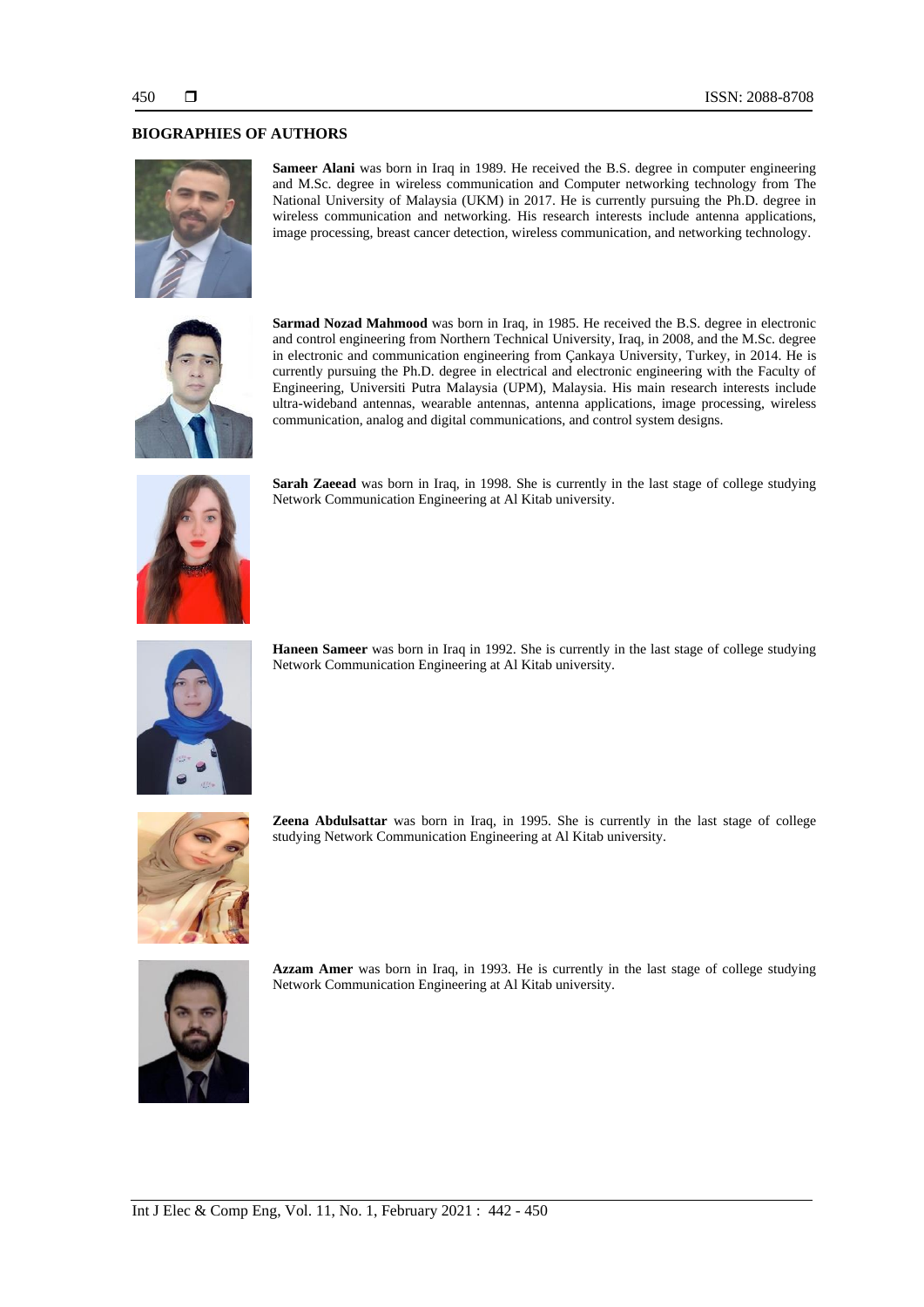## BIOGRAPHIES OF AUTHORS

**Sameer Alani** was born in Iraq in 1989. He received the B.S. degree in computer engineering and M.Sc. degree in wireless communication and Computer networking technology from The National University of Malaysia (UKM) in 2017. He is currently pursuing the Ph.D. degree in wireless communication and networking. His research interests include antenna applications, image processing, breast cancer detection, wireless communication, and networking technology.

**Sarmad Nozad Mahmood** was born in Iraq, in 1985. He received the B.S. degree in electronic and control engineering from Northern Technical University, Iraq, in 2008, and the M.Sc. degree in electronic and communication engineering from Çankaya University, Turkey, in 2014. He is currently pursuing the Ph.D. degree in electrical and electronic engineering with the Faculty of Engineering, Universiti Putra Malaysia (UPM), Malaysia. His main research interests include ultra-wideband antennas, wearable antennas, antenna applications, image processing, wireless communication, analog and digital communications, and control system designs.

**Sarah Zaeead** was born in Iraq, in 1998. She is currently in the last stage of college studying Network Communication Engineering at Al Kitab university.

**Haneen Sameer** was born in Iraq in 1992. She is currently in the last stage of college studying Network Communication Engineering at Al Kitab university.

**Zeena Abdulsattar** was born in Iraq, in 1995. She is currently in the last stage of college studying Network Communication Engineering at Al Kitab university.

**Azzam Amer** was born in Iraq, in 1993. He is currently in the last stage of college studying Network Communication Engineering at Al Kitab university.